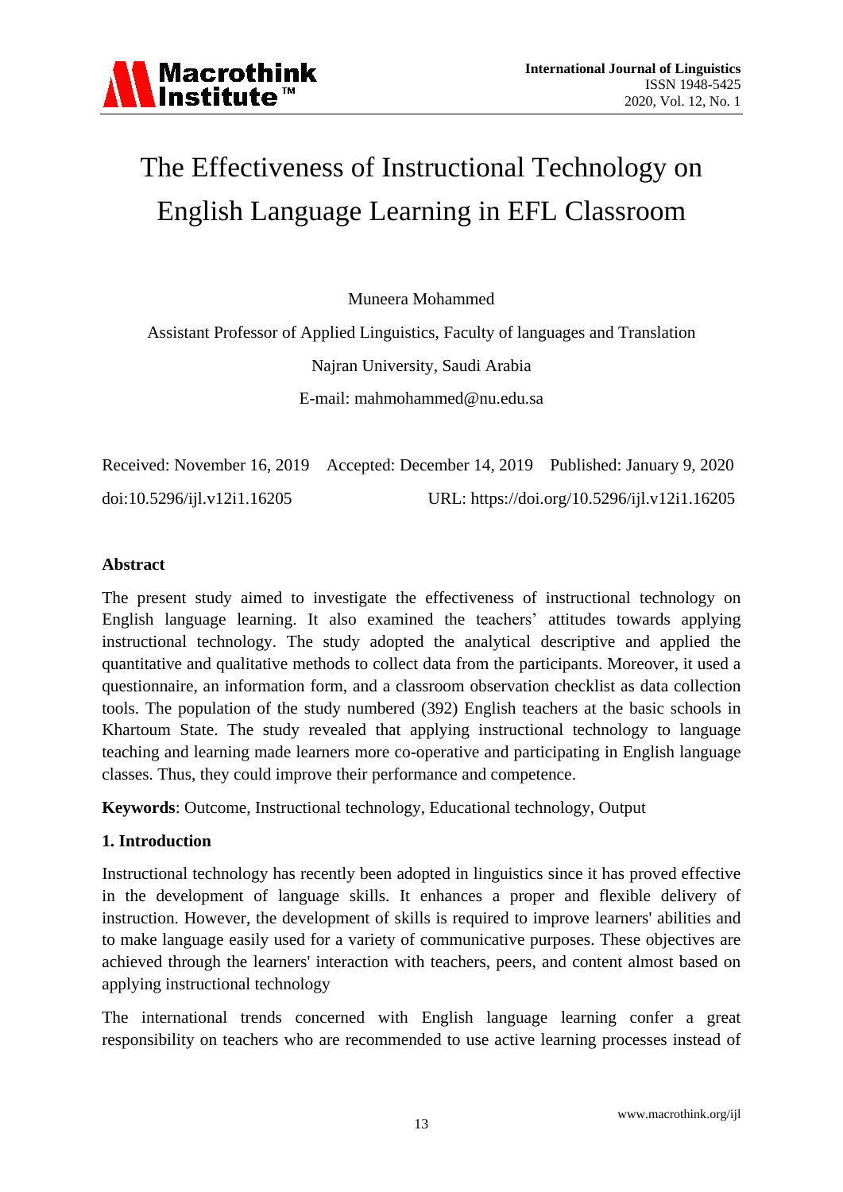# The Effectiveness of Instructional Technology on English Language Learning in EFL Classroom

Muneera Mohammed

Assistant Professor of Applied Linguistics, Faculty of languages and Translation

Najran University, Saudi Arabia

E-mail: mahmohammed@nu.edu.sa

Received: November 16, 2019 Accepted: December 14, 2019 Published: January 9, 2020

doi:10.5296/ijl.v12i1.16205 URL: https://doi.org/10.5296/ijl.v12i1.16205

## Abstract

The present study aimed to investigate the effectiveness of instructional technology on English language learning. It also examined the teachers' attitudes towards applying instructional technology. The study adopted the analytical descriptive and applied the quantitative and qualitative methods to collect data from the participants. Moreover, it used a questionnaire, an information form, and a classroom observation checklist as data collection tools. The population of the study numbered (392) English teachers at the basic schools in Khartoum State. The study revealed that applying instructional technology to language teaching and learning made learners more co-operative and participating in English language classes. Thus, they could improve their performance and competence.

**Keywords**: Outcome, Instructional technology, Educational technology, Output

## 1. Introduction

Instructional technology has recently been adopted in linguistics since it has proved effective in the development of language skills. It enhances a proper and flexible delivery of instruction. However, the development of skills is required to improve learners' abilities and to make language easily used for a variety of communicative purposes. These objectives are achieved through the learners' interaction with teachers, peers, and content almost based on applying instructional technology

The international trends concerned with English language learning confer a great responsibility on teachers who are recommended to use active learning processes instead of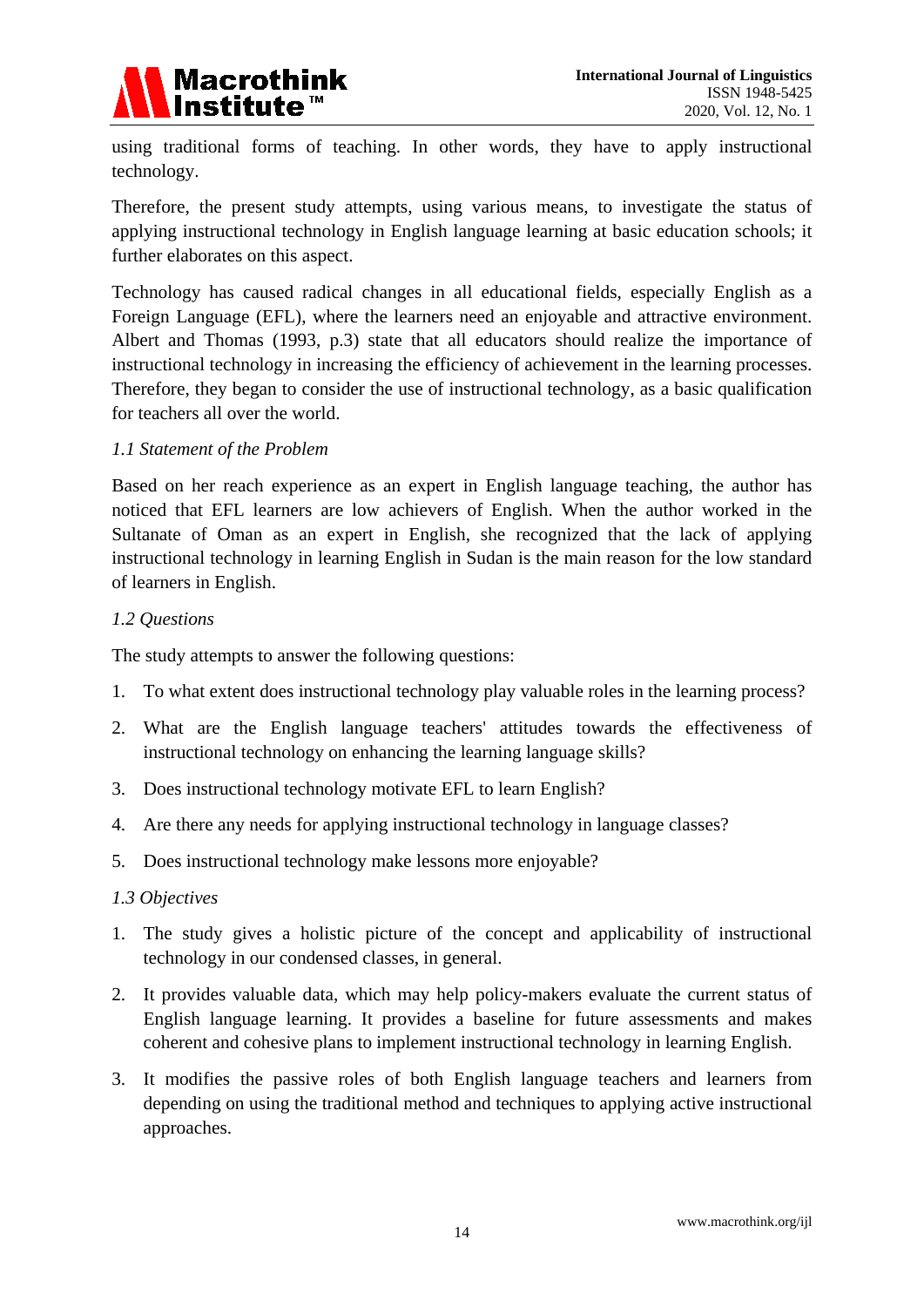using traditional forms of teaching. In other words, they have to apply instructional technology.

Therefore, the present study attempts, using various means, to investigate the status of applying instructional technology in English language learning at basic education schools; it further elaborates on this aspect.

Technology has caused radical changes in all educational fields, especially English as a Foreign Language (EFL), where the learners need an enjoyable and attractive environment. Albert and Thomas (1993, p.3) state that all educators should realize the importance of instructional technology in increasing the efficiency of achievement in the learning processes. Therefore, they began to consider the use of instructional technology, as a basic qualification for teachers all over the world.

### *1.1 Statement of the Problem*

Based on her reach experience as an expert in English language teaching, the author has noticed that EFL learners are low achievers of English. When the author worked in the Sultanate of Oman as an expert in English, she recognized that the lack of applying instructional technology in learning English in Sudan is the main reason for the low standard of learners in English.

### *1.2 Questions*

The study attempts to answer the following questions:

1. To what extent does instructional technology play valuable roles in the learning process?
2. What are the English language teachers' attitudes towards the effectiveness of instructional technology on enhancing the learning language skills?
3. Does instructional technology motivate EFL to learn English?
4. Are there any needs for applying instructional technology in language classes?
5. Does instructional technology make lessons more enjoyable?

### *1.3 Objectives*

1. The study gives a holistic picture of the concept and applicability of instructional technology in our condensed classes, in general.
2. It provides valuable data, which may help policy-makers evaluate the current status of English language learning. It provides a baseline for future assessments and makes coherent and cohesive plans to implement instructional technology in learning English.
3. It modifies the passive roles of both English language teachers and learners from depending on using the traditional method and techniques to applying active instructional approaches.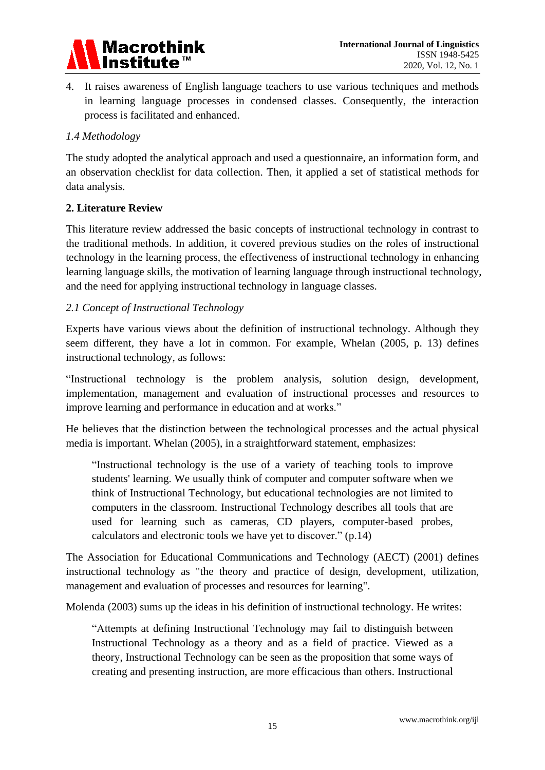4. It raises awareness of English language teachers to use various techniques and methods in learning language processes in condensed classes. Consequently, the interaction process is facilitated and enhanced.

### *1.4 Methodology*

The study adopted the analytical approach and used a questionnaire, an information form, and an observation checklist for data collection. Then, it applied a set of statistical methods for data analysis.

## 2. Literature Review

This literature review addressed the basic concepts of instructional technology in contrast to the traditional methods. In addition, it covered previous studies on the roles of instructional technology in the learning process, the effectiveness of instructional technology in enhancing learning language skills, the motivation of learning language through instructional technology, and the need for applying instructional technology in language classes.

### *2.1 Concept of Instructional Technology*

Experts have various views about the definition of instructional technology. Although they seem different, they have a lot in common. For example, Whelan (2005, p. 13) defines instructional technology, as follows:

"Instructional technology is the problem analysis, solution design, development, implementation, management and evaluation of instructional processes and resources to improve learning and performance in education and at works."

He believes that the distinction between the technological processes and the actual physical media is important. Whelan (2005), in a straightforward statement, emphasizes:

> "Instructional technology is the use of a variety of teaching tools to improve students' learning. We usually think of computer and computer software when we think of Instructional Technology, but educational technologies are not limited to computers in the classroom. Instructional Technology describes all tools that are used for learning such as cameras, CD players, computer-based probes, calculators and electronic tools we have yet to discover." (p.14)

The Association for Educational Communications and Technology (AECT) (2001) defines instructional technology as "the theory and practice of design, development, utilization, management and evaluation of processes and resources for learning".

Molenda (2003) sums up the ideas in his definition of instructional technology. He writes:

> "Attempts at defining Instructional Technology may fail to distinguish between Instructional Technology as a theory and as a field of practice. Viewed as a theory, Instructional Technology can be seen as the proposition that some ways of creating and presenting instruction, are more efficacious than others. Instructional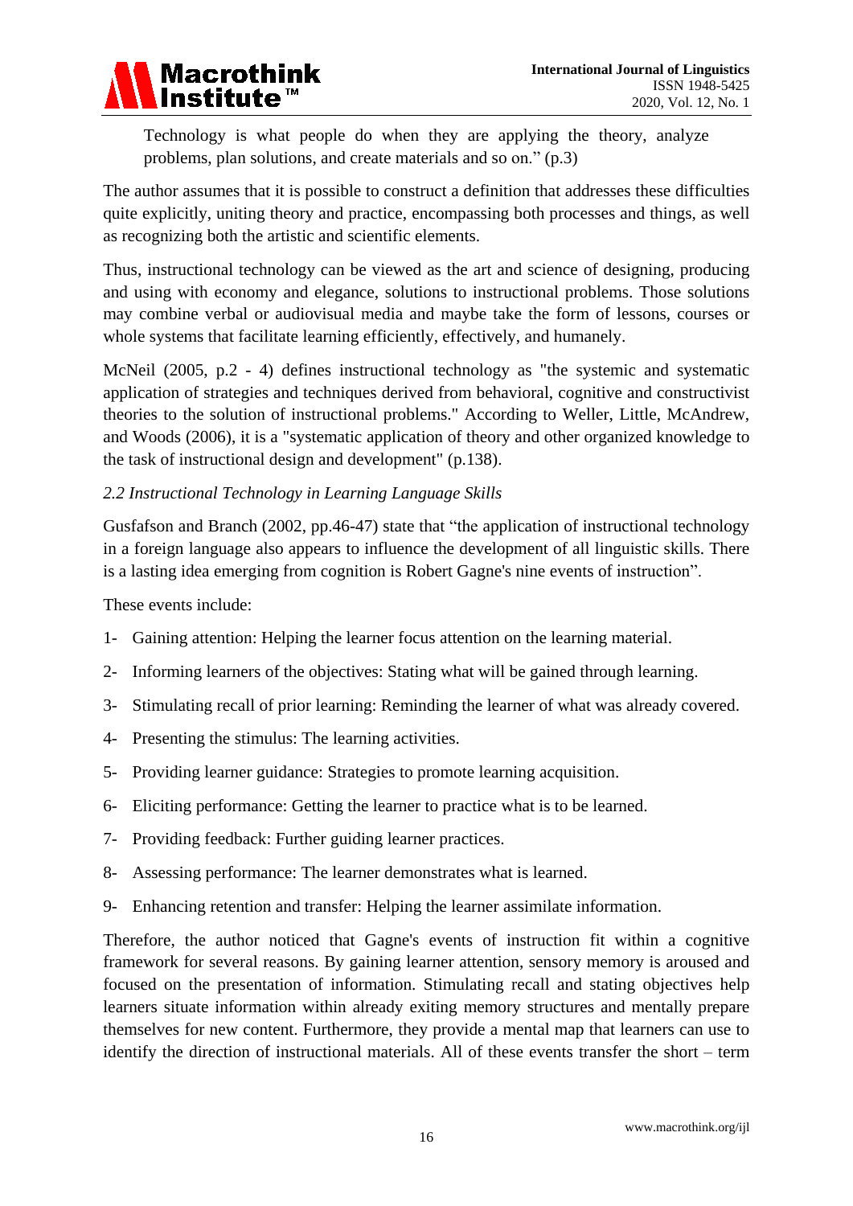Technology is what people do when they are applying the theory, analyze problems, plan solutions, and create materials and so on." (p.3)

The author assumes that it is possible to construct a definition that addresses these difficulties quite explicitly, uniting theory and practice, encompassing both processes and things, as well as recognizing both the artistic and scientific elements.

Thus, instructional technology can be viewed as the art and science of designing, producing and using with economy and elegance, solutions to instructional problems. Those solutions may combine verbal or audiovisual media and maybe take the form of lessons, courses or whole systems that facilitate learning efficiently, effectively, and humanely.

McNeil (2005, p.2 - 4) defines instructional technology as "the systemic and systematic application of strategies and techniques derived from behavioral, cognitive and constructivist theories to the solution of instructional problems." According to Weller, Little, McAndrew, and Woods (2006), it is a "systematic application of theory and other organized knowledge to the task of instructional design and development" (p.138).

### *2.2 Instructional Technology in Learning Language Skills*

Gusfafson and Branch (2002, pp.46-47) state that "the application of instructional technology in a foreign language also appears to influence the development of all linguistic skills. There is a lasting idea emerging from cognition is Robert Gagne's nine events of instruction".

These events include:

1- Gaining attention: Helping the learner focus attention on the learning material.

2- Informing learners of the objectives: Stating what will be gained through learning.

3- Stimulating recall of prior learning: Reminding the learner of what was already covered.

4- Presenting the stimulus: The learning activities.

5- Providing learner guidance: Strategies to promote learning acquisition.

6- Eliciting performance: Getting the learner to practice what is to be learned.

7- Providing feedback: Further guiding learner practices.

8- Assessing performance: The learner demonstrates what is learned.

9- Enhancing retention and transfer: Helping the learner assimilate information.

Therefore, the author noticed that Gagne's events of instruction fit within a cognitive framework for several reasons. By gaining learner attention, sensory memory is aroused and focused on the presentation of information. Stimulating recall and stating objectives help learners situate information within already exiting memory structures and mentally prepare themselves for new content. Furthermore, they provide a mental map that learners can use to identify the direction of instructional materials. All of these events transfer the short – term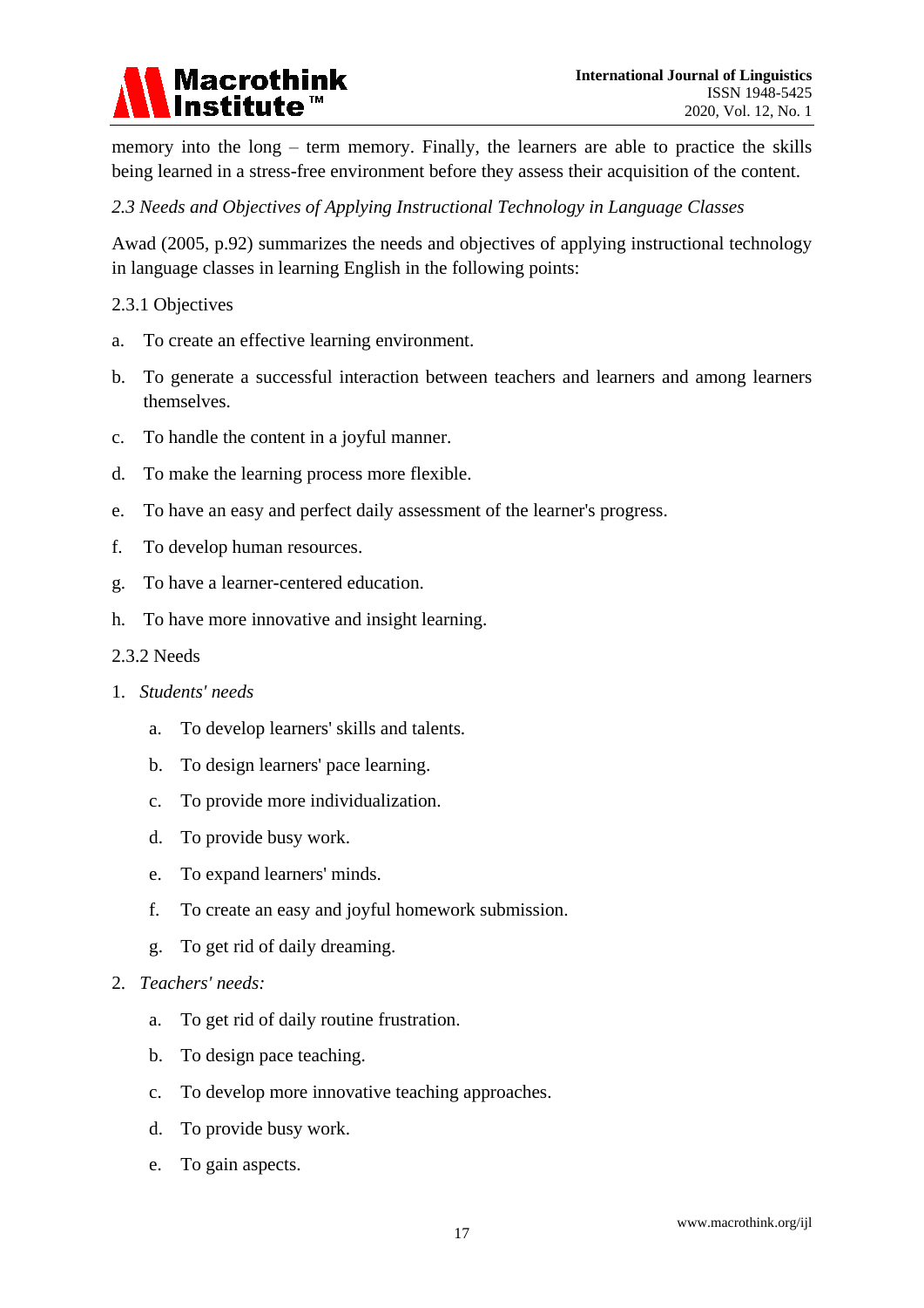memory into the long – term memory. Finally, the learners are able to practice the skills being learned in a stress-free environment before they assess their acquisition of the content.

*2.3 Needs and Objectives of Applying Instructional Technology in Language Classes*

Awad (2005, p.92) summarizes the needs and objectives of applying instructional technology in language classes in learning English in the following points:

2.3.1 Objectives

a. To create an effective learning environment.

b. To generate a successful interaction between teachers and learners and among learners themselves.

c. To handle the content in a joyful manner.

d. To make the learning process more flexible.

e. To have an easy and perfect daily assessment of the learner's progress.

f. To develop human resources.

g. To have a learner-centered education.

h. To have more innovative and insight learning.

2.3.2 Needs

1. *Students' needs*

    a. To develop learners' skills and talents.

    b. To design learners' pace learning.

    c. To provide more individualization.

    d. To provide busy work.

    e. To expand learners' minds.

    f. To create an easy and joyful homework submission.

    g. To get rid of daily dreaming.

2. *Teachers' needs:*

    a. To get rid of daily routine frustration.

    b. To design pace teaching.

    c. To develop more innovative teaching approaches.

    d. To provide busy work.

    e. To gain aspects.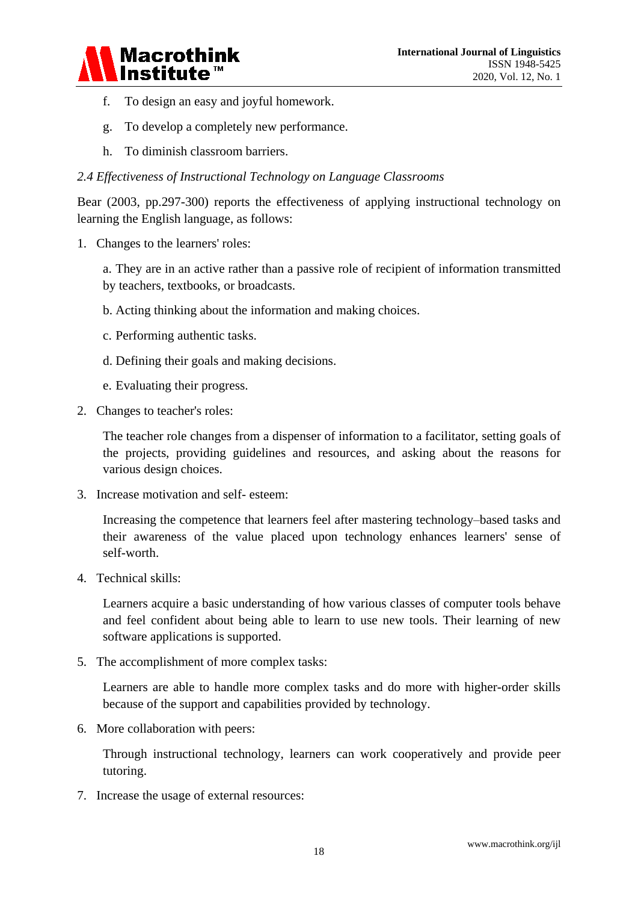f. To design an easy and joyful homework.

g. To develop a completely new performance.

h. To diminish classroom barriers.

### *2.4 Effectiveness of Instructional Technology on Language Classrooms*

Bear (2003, pp.297-300) reports the effectiveness of applying instructional technology on learning the English language, as follows:

1. Changes to the learners' roles:

   a. They are in an active rather than a passive role of recipient of information transmitted by teachers, textbooks, or broadcasts.

   b. Acting thinking about the information and making choices.

   c. Performing authentic tasks.

   d. Defining their goals and making decisions.

   e. Evaluating their progress.

2. Changes to teacher's roles:

   The teacher role changes from a dispenser of information to a facilitator, setting goals of the projects, providing guidelines and resources, and asking about the reasons for various design choices.

3. Increase motivation and self- esteem:

   Increasing the competence that learners feel after mastering technology–based tasks and their awareness of the value placed upon technology enhances learners' sense of self-worth.

4. Technical skills:

   Learners acquire a basic understanding of how various classes of computer tools behave and feel confident about being able to learn to use new tools. Their learning of new software applications is supported.

5. The accomplishment of more complex tasks:

   Learners are able to handle more complex tasks and do more with higher-order skills because of the support and capabilities provided by technology.

6. More collaboration with peers:

   Through instructional technology, learners can work cooperatively and provide peer tutoring.

7. Increase the usage of external resources: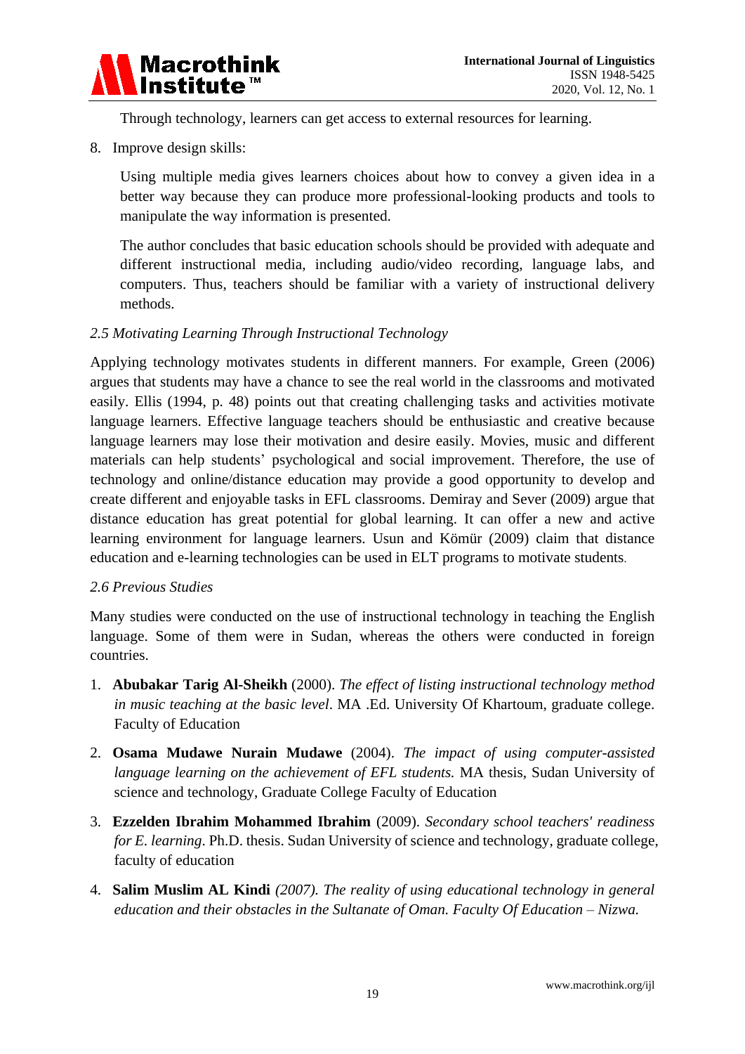Through technology, learners can get access to external resources for learning.

8. Improve design skills:

   Using multiple media gives learners choices about how to convey a given idea in a better way because they can produce more professional-looking products and tools to manipulate the way information is presented.

   The author concludes that basic education schools should be provided with adequate and different instructional media, including audio/video recording, language labs, and computers. Thus, teachers should be familiar with a variety of instructional delivery methods.

### *2.5 Motivating Learning Through Instructional Technology*

Applying technology motivates students in different manners. For example, Green (2006) argues that students may have a chance to see the real world in the classrooms and motivated easily. Ellis (1994, p. 48) points out that creating challenging tasks and activities motivate language learners. Effective language teachers should be enthusiastic and creative because language learners may lose their motivation and desire easily. Movies, music and different materials can help students' psychological and social improvement. Therefore, the use of technology and online/distance education may provide a good opportunity to develop and create different and enjoyable tasks in EFL classrooms. Demiray and Sever (2009) argue that distance education has great potential for global learning. It can offer a new and active learning environment for language learners. Usun and Kömür (2009) claim that distance education and e-learning technologies can be used in ELT programs to motivate students.

### *2.6 Previous Studies*

Many studies were conducted on the use of instructional technology in teaching the English language. Some of them were in Sudan, whereas the others were conducted in foreign countries.

1. **Abubakar Tarig Al-Sheikh** (2000). *The effect of listing instructional technology method in music teaching at the basic level*. MA .Ed. University Of Khartoum, graduate college. Faculty of Education
2. **Osama Mudawe Nurain Mudawe** (2004). *The impact of using computer-assisted language learning on the achievement of EFL students.* MA thesis, Sudan University of science and technology, Graduate College Faculty of Education
3. **Ezzelden Ibrahim Mohammed Ibrahim** (2009). *Secondary school teachers' readiness for E. learning*. Ph.D. thesis. Sudan University of science and technology, graduate college, faculty of education
4. **Salim Muslim AL Kindi** *(2007). The reality of using educational technology in general education and their obstacles in the Sultanate of Oman. Faculty Of Education – Nizwa.*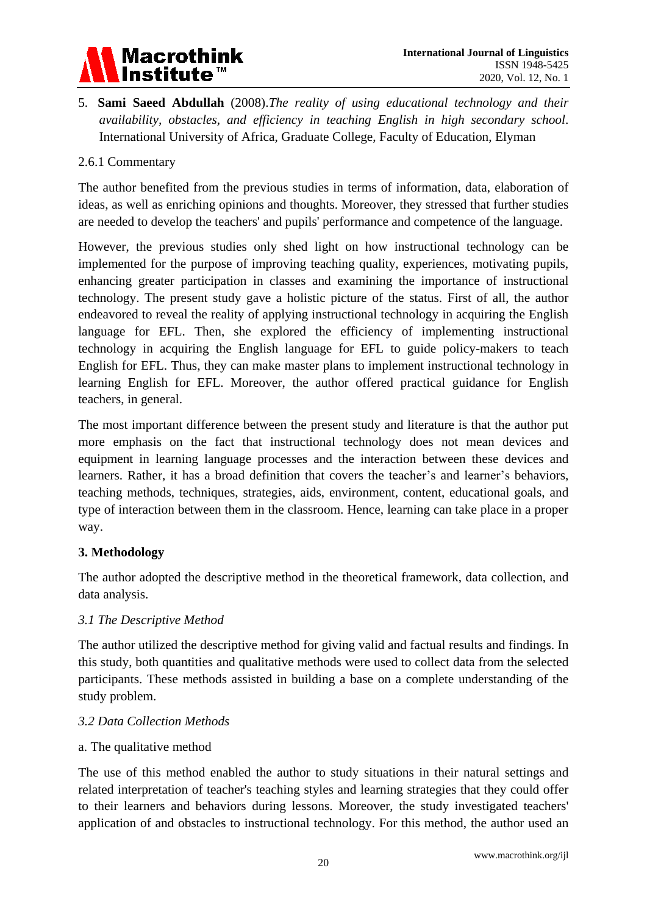5. **Sami Saeed Abdullah** (2008).*The reality of using educational technology and their availability, obstacles, and efficiency in teaching English in high secondary school*. International University of Africa, Graduate College, Faculty of Education, Elyman

2.6.1 Commentary

The author benefited from the previous studies in terms of information, data, elaboration of ideas, as well as enriching opinions and thoughts. Moreover, they stressed that further studies are needed to develop the teachers' and pupils' performance and competence of the language.

However, the previous studies only shed light on how instructional technology can be implemented for the purpose of improving teaching quality, experiences, motivating pupils, enhancing greater participation in classes and examining the importance of instructional technology. The present study gave a holistic picture of the status. First of all, the author endeavored to reveal the reality of applying instructional technology in acquiring the English language for EFL. Then, she explored the efficiency of implementing instructional technology in acquiring the English language for EFL to guide policy-makers to teach English for EFL. Thus, they can make master plans to implement instructional technology in learning English for EFL. Moreover, the author offered practical guidance for English teachers, in general.

The most important difference between the present study and literature is that the author put more emphasis on the fact that instructional technology does not mean devices and equipment in learning language processes and the interaction between these devices and learners. Rather, it has a broad definition that covers the teacher's and learner's behaviors, teaching methods, techniques, strategies, aids, environment, content, educational goals, and type of interaction between them in the classroom. Hence, learning can take place in a proper way.

## 3. Methodology

The author adopted the descriptive method in the theoretical framework, data collection, and data analysis.

### *3.1 The Descriptive Method*

The author utilized the descriptive method for giving valid and factual results and findings. In this study, both quantities and qualitative methods were used to collect data from the selected participants. These methods assisted in building a base on a complete understanding of the study problem.

### *3.2 Data Collection Methods*

a. The qualitative method

The use of this method enabled the author to study situations in their natural settings and related interpretation of teacher's teaching styles and learning strategies that they could offer to their learners and behaviors during lessons. Moreover, the study investigated teachers' application of and obstacles to instructional technology. For this method, the author used an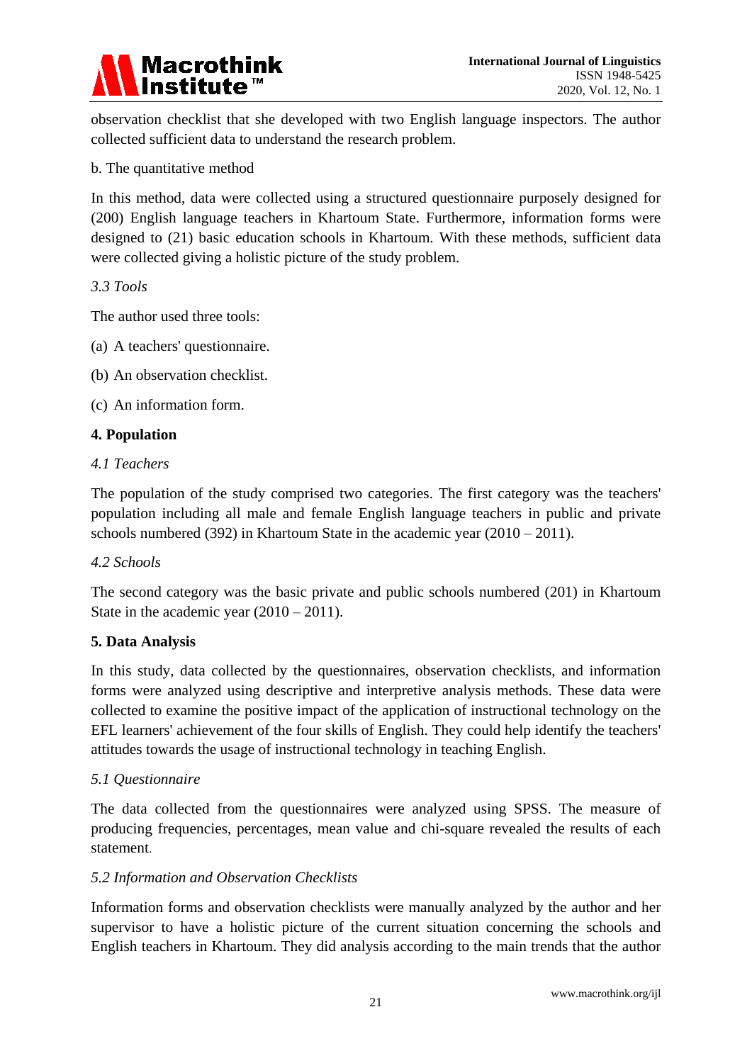observation checklist that she developed with two English language inspectors. The author collected sufficient data to understand the research problem.

b. The quantitative method

In this method, data were collected using a structured questionnaire purposely designed for (200) English language teachers in Khartoum State. Furthermore, information forms were designed to (21) basic education schools in Khartoum. With these methods, sufficient data were collected giving a holistic picture of the study problem.

*3.3 Tools*

The author used three tools:

(a) A teachers' questionnaire.

(b) An observation checklist.

(c) An information form.

## 4. Population

*4.1 Teachers*

The population of the study comprised two categories. The first category was the teachers' population including all male and female English language teachers in public and private schools numbered (392) in Khartoum State in the academic year (2010 – 2011).

*4.2 Schools*

The second category was the basic private and public schools numbered (201) in Khartoum State in the academic year (2010 – 2011).

## 5. Data Analysis

In this study, data collected by the questionnaires, observation checklists, and information forms were analyzed using descriptive and interpretive analysis methods. These data were collected to examine the positive impact of the application of instructional technology on the EFL learners' achievement of the four skills of English. They could help identify the teachers' attitudes towards the usage of instructional technology in teaching English.

*5.1 Questionnaire*

The data collected from the questionnaires were analyzed using SPSS. The measure of producing frequencies, percentages, mean value and chi-square revealed the results of each statement.

*5.2 Information and Observation Checklists*

Information forms and observation checklists were manually analyzed by the author and her supervisor to have a holistic picture of the current situation concerning the schools and English teachers in Khartoum. They did analysis according to the main trends that the author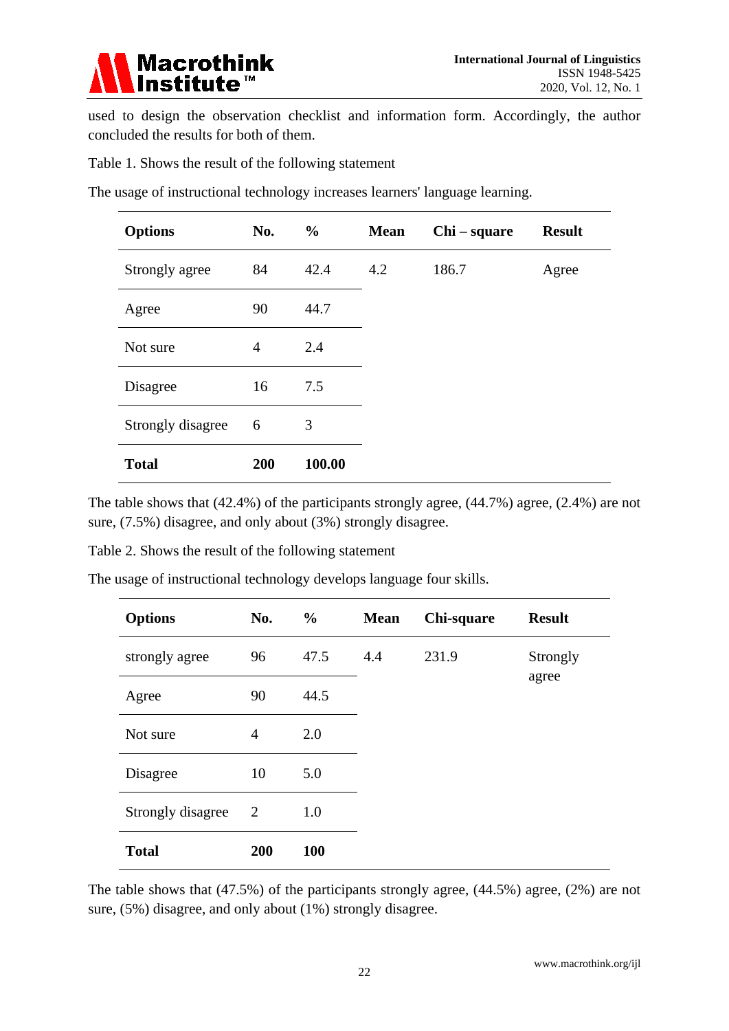used to design the observation checklist and information form. Accordingly, the author concluded the results for both of them.

Table 1. Shows the result of the following statement

The usage of instructional technology increases learners' language learning.

| **Options** | **No.** | **%** | **Mean** | **Chi – square** | **Result** |
|---|---|---|---|---|---|
| Strongly agree | 84 | 42.4 | 4.2 | 186.7 | Agree |
| Agree | 90 | 44.7 | | | |
| Not sure | 4 | 2.4 | | | |
| Disagree | 16 | 7.5 | | | |
| Strongly disagree | 6 | 3 | | | |
| **Total** | **200** | **100.00** | | | |

The table shows that (42.4%) of the participants strongly agree, (44.7%) agree, (2.4%) are not sure, (7.5%) disagree, and only about (3%) strongly disagree.

Table 2. Shows the result of the following statement

The usage of instructional technology develops language four skills.

| **Options** | **No.** | **%** | **Mean** | **Chi-square** | **Result** |
|---|---|---|---|---|---|
| strongly agree | 96 | 47.5 | 4.4 | 231.9 | Strongly agree |
| Agree | 90 | 44.5 | | | |
| Not sure | 4 | 2.0 | | | |
| Disagree | 10 | 5.0 | | | |
| Strongly disagree | 2 | 1.0 | | | |
| **Total** | **200** | **100** | | | |

The table shows that (47.5%) of the participants strongly agree, (44.5%) agree, (2%) are not sure, (5%) disagree, and only about (1%) strongly disagree.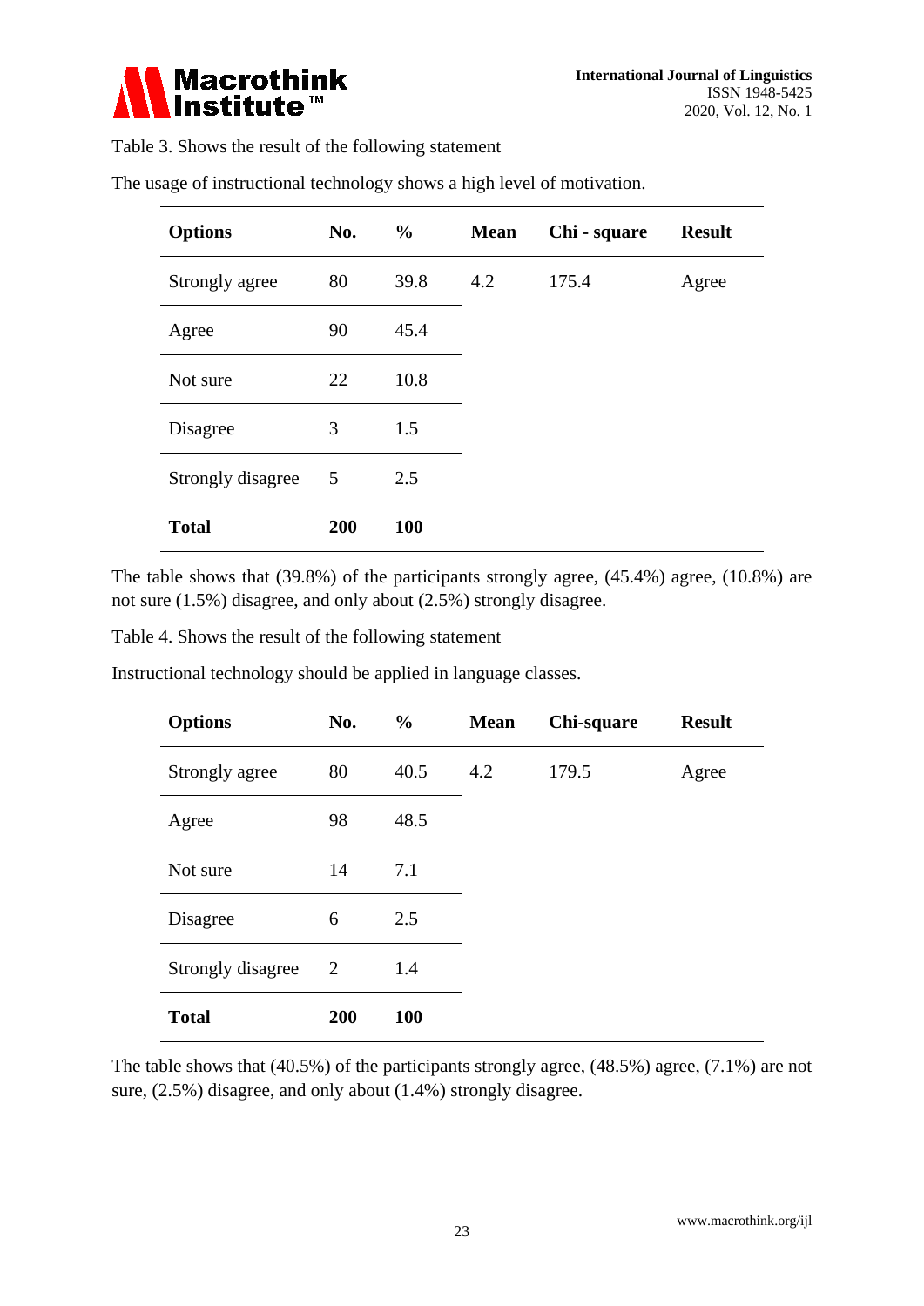Table 3. Shows the result of the following statement

The usage of instructional technology shows a high level of motivation.

| **Options** | **No.** | **%** | **Mean** | **Chi - square** | **Result** |
|---|---|---|---|---|---|
| Strongly agree | 80 | 39.8 | 4.2 | 175.4 | Agree |
| Agree | 90 | 45.4 | | | |
| Not sure | 22 | 10.8 | | | |
| Disagree | 3 | 1.5 | | | |
| Strongly disagree | 5 | 2.5 | | | |
| **Total** | **200** | **100** | | | |

The table shows that (39.8%) of the participants strongly agree, (45.4%) agree, (10.8%) are not sure (1.5%) disagree, and only about (2.5%) strongly disagree.

Table 4. Shows the result of the following statement

Instructional technology should be applied in language classes.

| **Options** | **No.** | **%** | **Mean** | **Chi-square** | **Result** |
|---|---|---|---|---|---|
| Strongly agree | 80 | 40.5 | 4.2 | 179.5 | Agree |
| Agree | 98 | 48.5 | | | |
| Not sure | 14 | 7.1 | | | |
| Disagree | 6 | 2.5 | | | |
| Strongly disagree | 2 | 1.4 | | | |
| **Total** | **200** | **100** | | | |

The table shows that (40.5%) of the participants strongly agree, (48.5%) agree, (7.1%) are not sure, (2.5%) disagree, and only about (1.4%) strongly disagree.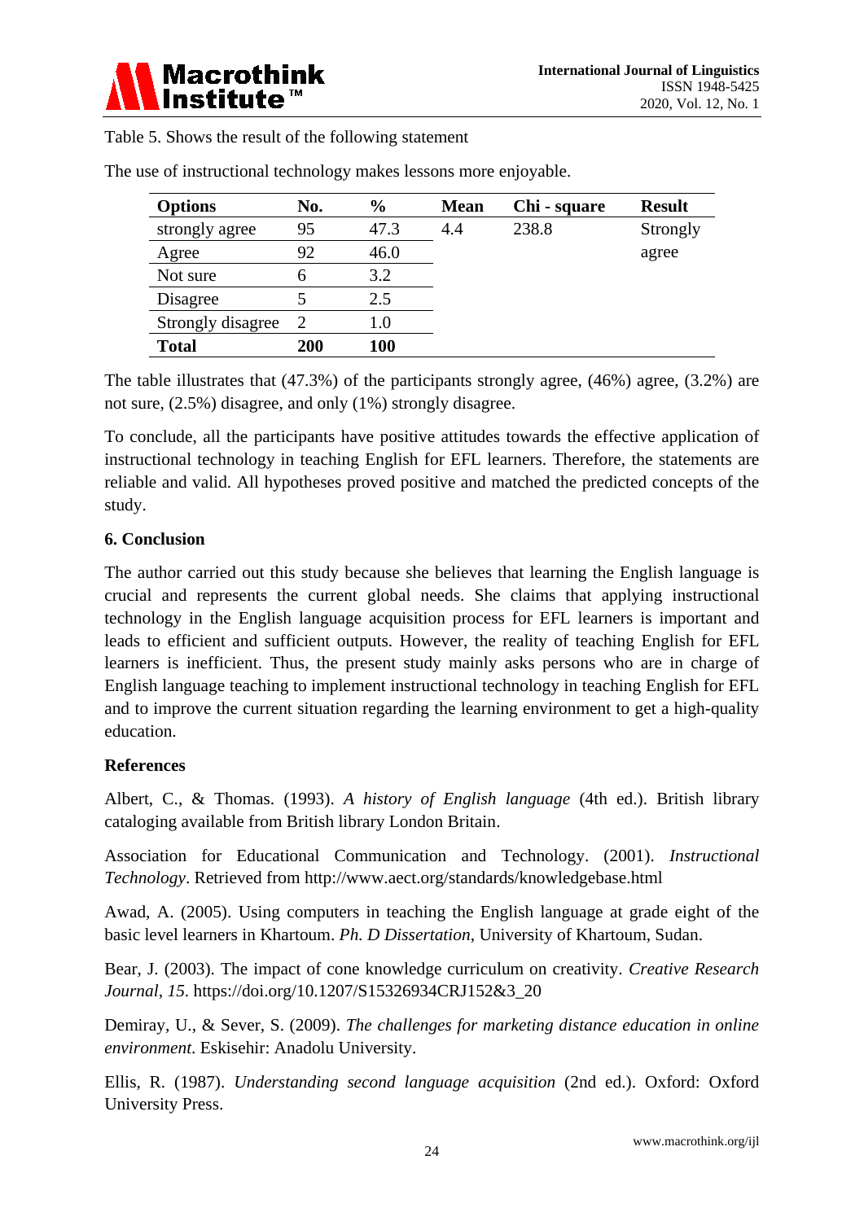Table 5. Shows the result of the following statement

The use of instructional technology makes lessons more enjoyable.

| **Options** | **No.** | **%** | **Mean** | **Chi - square** | **Result** |
|---|---|---|---|---|---|
| strongly agree | 95 | 47.3 | 4.4 | 238.8 | Strongly agree |
| Agree | 92 | 46.0 | | | |
| Not sure | 6 | 3.2 | | | |
| Disagree | 5 | 2.5 | | | |
| Strongly disagree | 2 | 1.0 | | | |
| **Total** | **200** | **100** | | | |

The table illustrates that (47.3%) of the participants strongly agree, (46%) agree, (3.2%) are not sure, (2.5%) disagree, and only (1%) strongly disagree.

To conclude, all the participants have positive attitudes towards the effective application of instructional technology in teaching English for EFL learners. Therefore, the statements are reliable and valid. All hypotheses proved positive and matched the predicted concepts of the study.

## 6. Conclusion

The author carried out this study because she believes that learning the English language is crucial and represents the current global needs. She claims that applying instructional technology in the English language acquisition process for EFL learners is important and leads to efficient and sufficient outputs. However, the reality of teaching English for EFL learners is inefficient. Thus, the present study mainly asks persons who are in charge of English language teaching to implement instructional technology in teaching English for EFL and to improve the current situation regarding the learning environment to get a high-quality education.

## References

Albert, C., & Thomas. (1993). *A history of English language* (4th ed.). British library cataloging available from British library London Britain.

Association for Educational Communication and Technology. (2001). *Instructional Technology*. Retrieved from http://www.aect.org/standards/knowledgebase.html

Awad, A. (2005). Using computers in teaching the English language at grade eight of the basic level learners in Khartoum. *Ph. D Dissertation*, University of Khartoum, Sudan.

Bear, J. (2003). The impact of cone knowledge curriculum on creativity. *Creative Research Journal*, *15*. https://doi.org/10.1207/S15326934CRJ152&3_20

Demiray, U., & Sever, S. (2009). *The challenges for marketing distance education in online environment*. Eskisehir: Anadolu University.

Ellis, R. (1987). *Understanding second language acquisition* (2nd ed.). Oxford: Oxford University Press.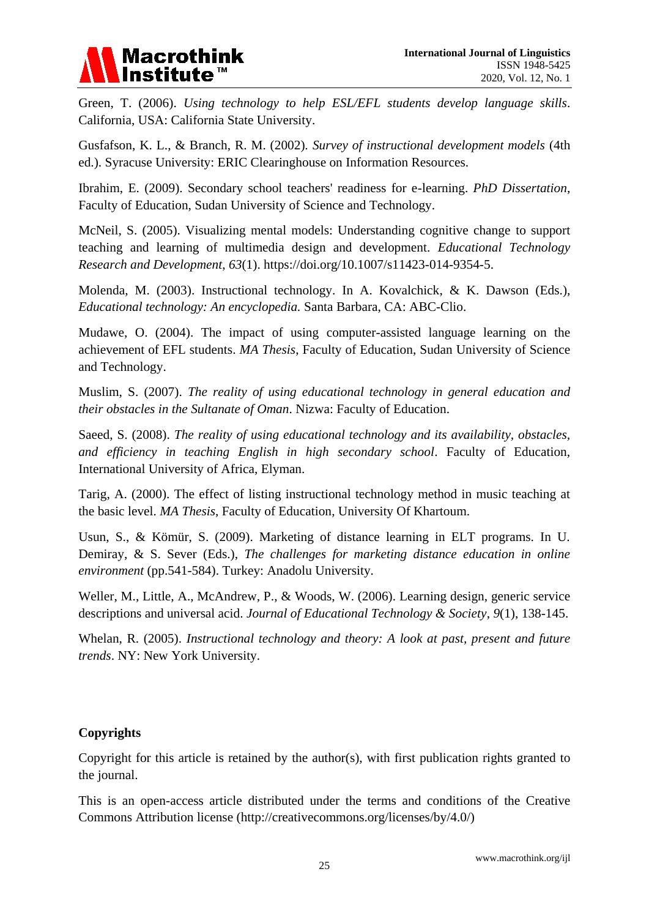Green, T. (2006). *Using technology to help ESL/EFL students develop language skills*. California, USA: California State University.

Gusfafson, K. L., & Branch, R. M. (2002). *Survey of instructional development models* (4th ed.). Syracuse University: ERIC Clearinghouse on Information Resources.

Ibrahim, E. (2009). Secondary school teachers' readiness for e-learning. *PhD Dissertation*, Faculty of Education, Sudan University of Science and Technology.

McNeil, S. (2005). Visualizing mental models: Understanding cognitive change to support teaching and learning of multimedia design and development. *Educational Technology Research and Development*, *63*(1). https://doi.org/10.1007/s11423-014-9354-5.

Molenda, M. (2003). Instructional technology. In A. Kovalchick, & K. Dawson (Eds.), *Educational technology: An encyclopedia.* Santa Barbara, CA: ABC-Clio.

Mudawe, O. (2004). The impact of using computer-assisted language learning on the achievement of EFL students. *MA Thesis*, Faculty of Education, Sudan University of Science and Technology.

Muslim, S. (2007). *The reality of using educational technology in general education and their obstacles in the Sultanate of Oman*. Nizwa: Faculty of Education.

Saeed, S. (2008). *The reality of using educational technology and its availability, obstacles, and efficiency in teaching English in high secondary school*. Faculty of Education, International University of Africa, Elyman.

Tarig, A. (2000). The effect of listing instructional technology method in music teaching at the basic level. *MA Thesis*, Faculty of Education, University Of Khartoum.

Usun, S., & Kömür, S. (2009). Marketing of distance learning in ELT programs. In U. Demiray, & S. Sever (Eds.), *The challenges for marketing distance education in online environment* (pp.541-584). Turkey: Anadolu University.

Weller, M., Little, A., McAndrew, P., & Woods, W. (2006). Learning design, generic service descriptions and universal acid. *Journal of Educational Technology & Society*, *9*(1), 138-145.

Whelan, R. (2005). *Instructional technology and theory: A look at past, present and future trends*. NY: New York University.

## Copyrights

Copyright for this article is retained by the author(s), with first publication rights granted to the journal.

This is an open-access article distributed under the terms and conditions of the Creative Commons Attribution license (http://creativecommons.org/licenses/by/4.0/)